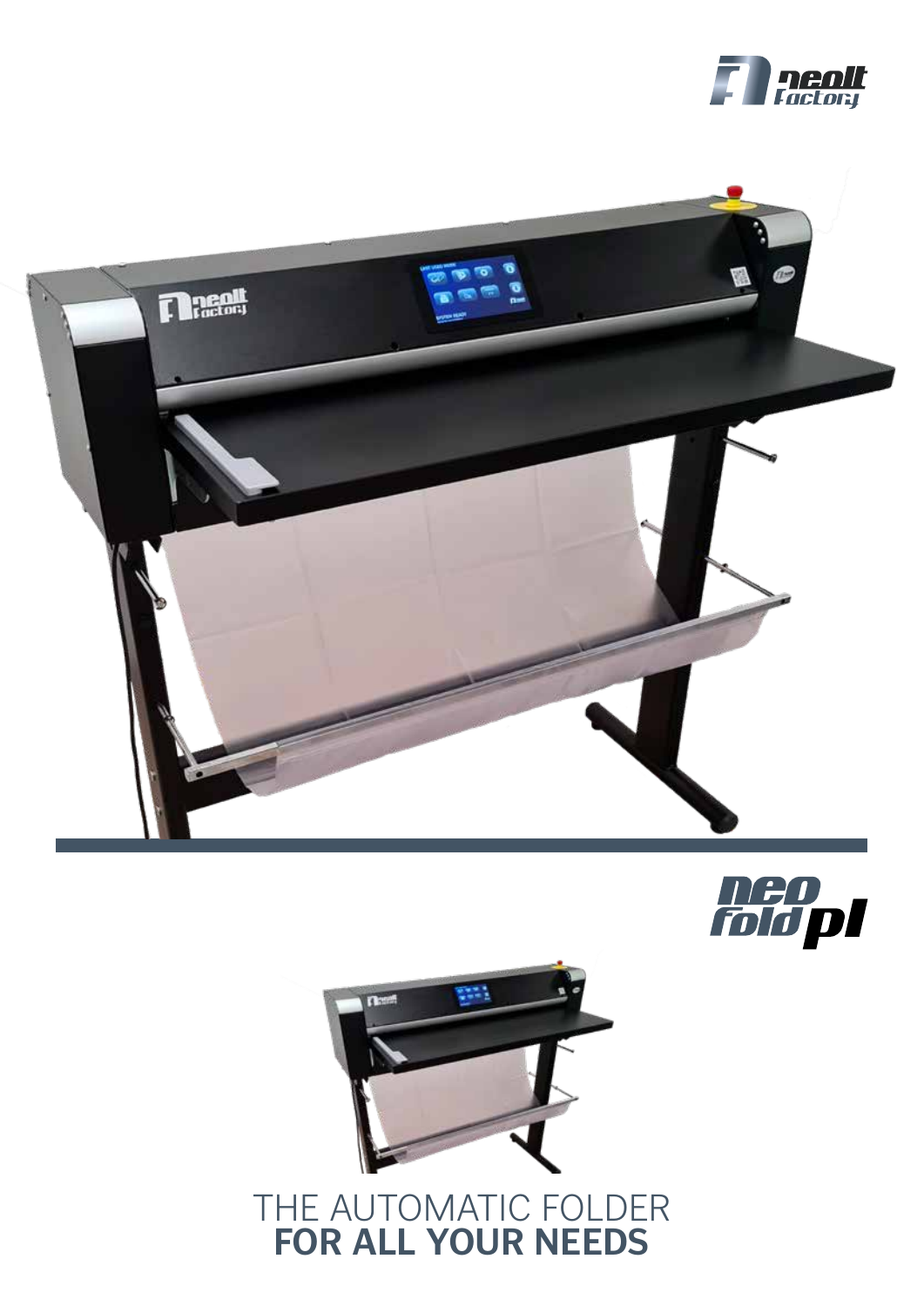neolt Factory

neo fold pl

# THE AUTOMATIC FOLDER
# **FOR ALL YOUR NEEDS**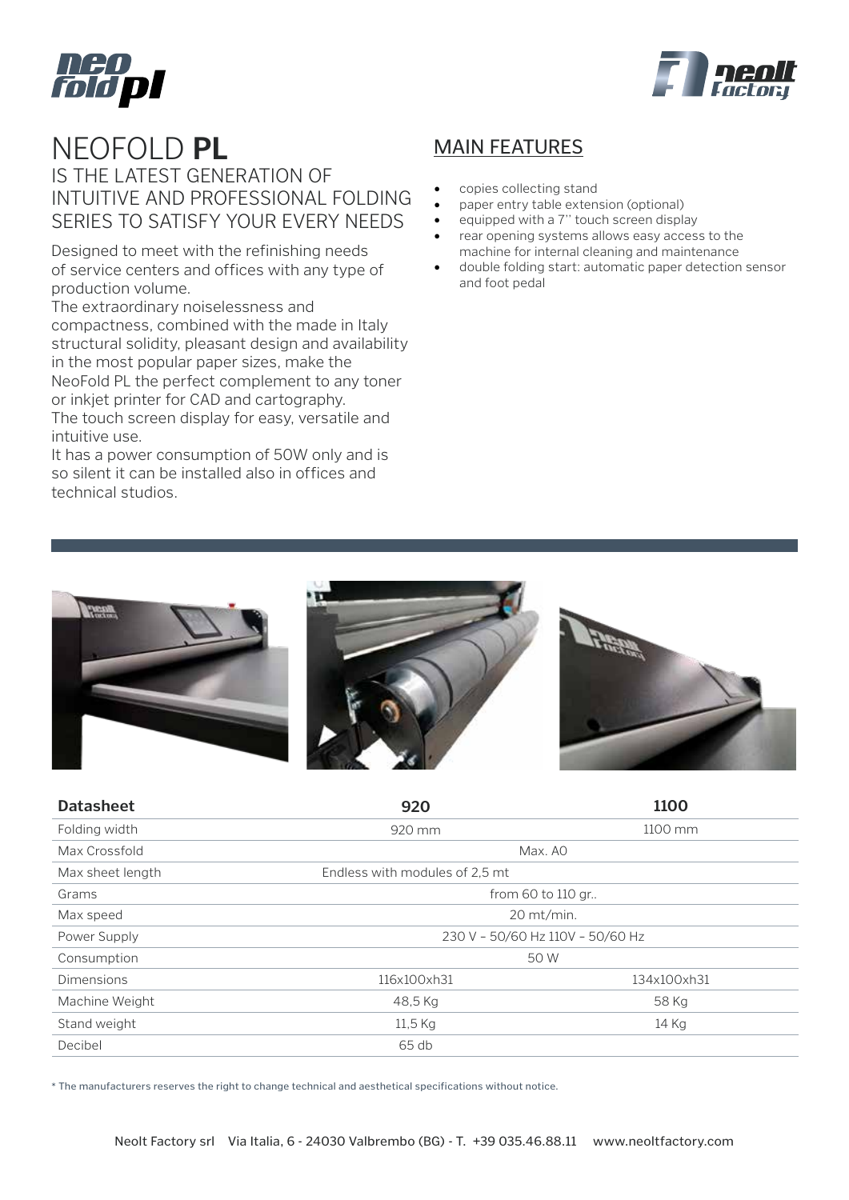# NEOFOLD **PL**

## IS THE LATEST GENERATION OF INTUITIVE AND PROFESSIONAL FOLDING SERIES TO SATISFY YOUR EVERY NEEDS

Designed to meet with the refinishing needs of service centers and offices with any type of production volume.
The extraordinary noiselessness and compactness, combined with the made in Italy structural solidity, pleasant design and availability in the most popular paper sizes, make the NeoFold PL the perfect complement to any toner or inkjet printer for CAD and cartography.
The touch screen display for easy, versatile and intuitive use.
It has a power consumption of 50W only and is so silent it can be installed also in offices and technical studios.

## MAIN FEATURES

- copies collecting stand
- paper entry table extension (optional)
- equipped with a 7'' touch screen display
- rear opening systems allows easy access to the machine for internal cleaning and maintenance
- double folding start: automatic paper detection sensor and foot pedal

| **Datasheet** | **920** | **1100** |
|---|---|---|
| Folding width | 920 mm | 1100 mm |
| Max Crossfold | Max. A0 | |
| Max sheet length | Endless with modules of 2,5 mt | |
| Grams | from 60 to 110 gr.. | |
| Max speed | 20 mt/min. | |
| Power Supply | 230 V – 50/60 Hz 110V – 50/60 Hz | |
| Consumption | 50 W | |
| Dimensions | 116x100xh31 | 134x100xh31 |
| Machine Weight | 48,5 Kg | 58 Kg |
| Stand weight | 11,5 Kg | 14 Kg |
| Decibel | 65 db | |

* The manufacturers reserves the right to change technical and aesthetical specifications without notice.

Neolt Factory srl Via Italia, 6 - 24030 Valbrembo (BG) - T. +39 035.46.88.11 www.neoltfactory.com